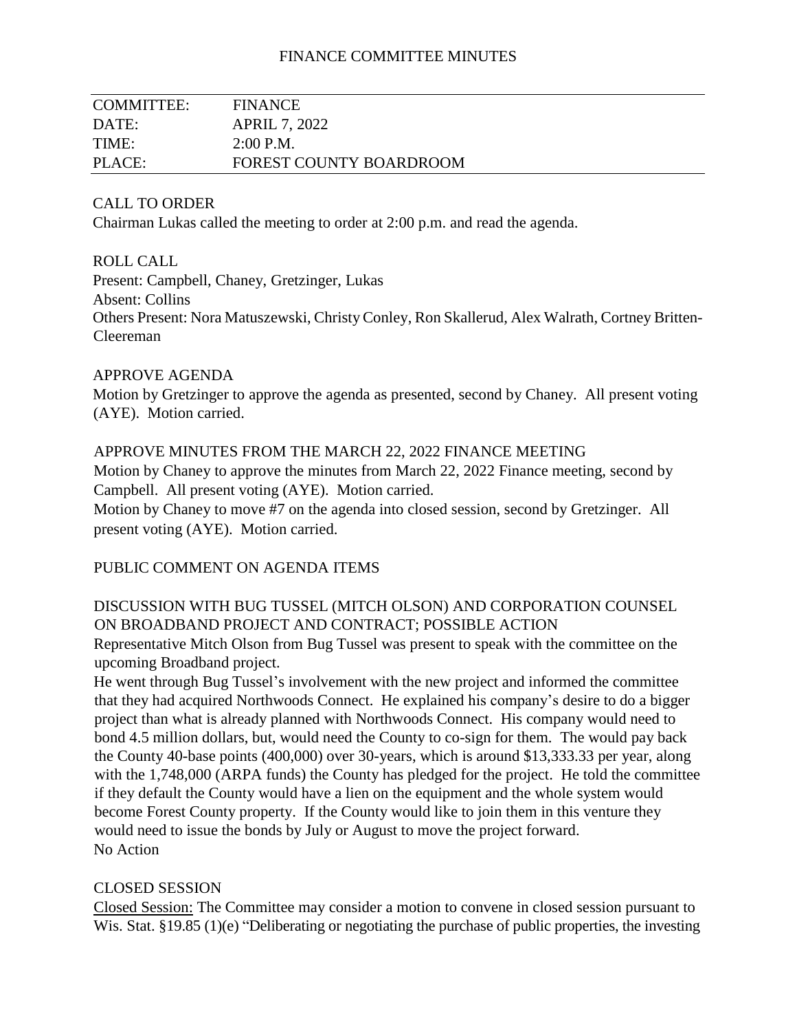# FINANCE COMMITTEE MINUTES

| COMMITTEE: | FINANCE |
|---|---|
| DATE: | APRIL 7, 2022 |
| TIME: | 2:00 P.M. |
| PLACE: | FOREST COUNTY BOARDROOM |

CALL TO ORDER

Chairman Lukas called the meeting to order at 2:00 p.m. and read the agenda.

ROLL CALL

Present: Campbell, Chaney, Gretzinger, Lukas
Absent: Collins
Others Present: Nora Matuszewski, Christy Conley, Ron Skallerud, Alex Walrath, Cortney Britten-Cleereman

APPROVE AGENDA

Motion by Gretzinger to approve the agenda as presented, second by Chaney. All present voting (AYE). Motion carried.

APPROVE MINUTES FROM THE MARCH 22, 2022 FINANCE MEETING

Motion by Chaney to approve the minutes from March 22, 2022 Finance meeting, second by Campbell. All present voting (AYE). Motion carried.
Motion by Chaney to move #7 on the agenda into closed session, second by Gretzinger. All present voting (AYE). Motion carried.

PUBLIC COMMENT ON AGENDA ITEMS

DISCUSSION WITH BUG TUSSEL (MITCH OLSON) AND CORPORATION COUNSEL ON BROADBAND PROJECT AND CONTRACT; POSSIBLE ACTION

Representative Mitch Olson from Bug Tussel was present to speak with the committee on the upcoming Broadband project.
He went through Bug Tussel's involvement with the new project and informed the committee that they had acquired Northwoods Connect. He explained his company's desire to do a bigger project than what is already planned with Northwoods Connect. His company would need to bond 4.5 million dollars, but, would need the County to co-sign for them. The would pay back the County 40-base points (400,000) over 30-years, which is around $13,333.33 per year, along with the 1,748,000 (ARPA funds) the County has pledged for the project. He told the committee if they default the County would have a lien on the equipment and the whole system would become Forest County property. If the County would like to join them in this venture they would need to issue the bonds by July or August to move the project forward.
No Action

CLOSED SESSION

Closed Session: The Committee may consider a motion to convene in closed session pursuant to Wis. Stat. §19.85 (1)(e) "Deliberating or negotiating the purchase of public properties, the investing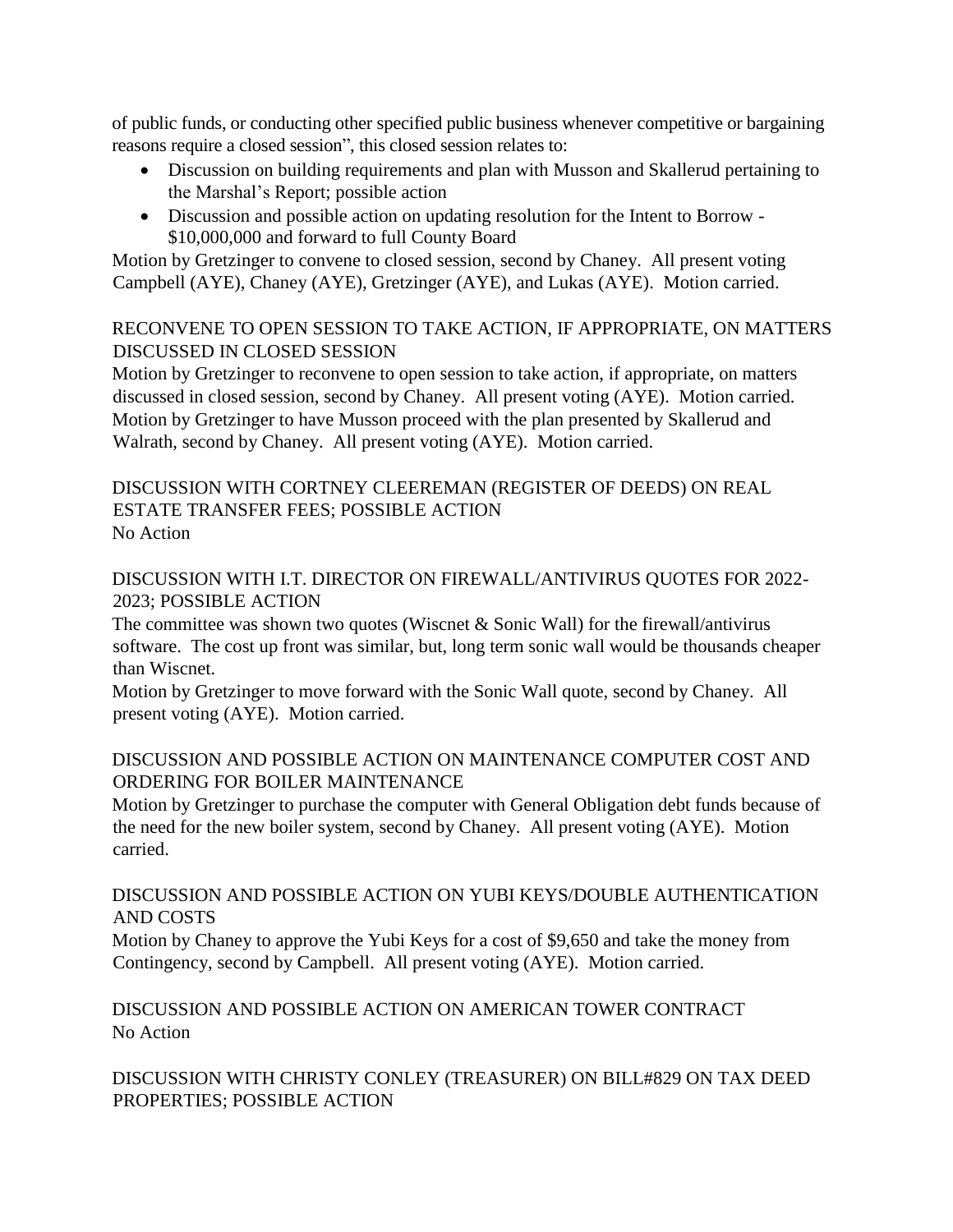of public funds, or conducting other specified public business whenever competitive or bargaining reasons require a closed session", this closed session relates to:

- Discussion on building requirements and plan with Musson and Skallerud pertaining to the Marshal's Report; possible action
- Discussion and possible action on updating resolution for the Intent to Borrow - $10,000,000 and forward to full County Board

Motion by Gretzinger to convene to closed session, second by Chaney. All present voting Campbell (AYE), Chaney (AYE), Gretzinger (AYE), and Lukas (AYE). Motion carried.

RECONVENE TO OPEN SESSION TO TAKE ACTION, IF APPROPRIATE, ON MATTERS DISCUSSED IN CLOSED SESSION

Motion by Gretzinger to reconvene to open session to take action, if appropriate, on matters discussed in closed session, second by Chaney. All present voting (AYE). Motion carried. Motion by Gretzinger to have Musson proceed with the plan presented by Skallerud and Walrath, second by Chaney. All present voting (AYE). Motion carried.

DISCUSSION WITH CORTNEY CLEEREMAN (REGISTER OF DEEDS) ON REAL ESTATE TRANSFER FEES; POSSIBLE ACTION

No Action

DISCUSSION WITH I.T. DIRECTOR ON FIREWALL/ANTIVIRUS QUOTES FOR 2022-2023; POSSIBLE ACTION

The committee was shown two quotes (Wiscnet & Sonic Wall) for the firewall/antivirus software. The cost up front was similar, but, long term sonic wall would be thousands cheaper than Wiscnet.

Motion by Gretzinger to move forward with the Sonic Wall quote, second by Chaney. All present voting (AYE). Motion carried.

DISCUSSION AND POSSIBLE ACTION ON MAINTENANCE COMPUTER COST AND ORDERING FOR BOILER MAINTENANCE

Motion by Gretzinger to purchase the computer with General Obligation debt funds because of the need for the new boiler system, second by Chaney. All present voting (AYE). Motion carried.

DISCUSSION AND POSSIBLE ACTION ON YUBI KEYS/DOUBLE AUTHENTICATION AND COSTS

Motion by Chaney to approve the Yubi Keys for a cost of $9,650 and take the money from Contingency, second by Campbell. All present voting (AYE). Motion carried.

DISCUSSION AND POSSIBLE ACTION ON AMERICAN TOWER CONTRACT

No Action

DISCUSSION WITH CHRISTY CONLEY (TREASURER) ON BILL#829 ON TAX DEED PROPERTIES; POSSIBLE ACTION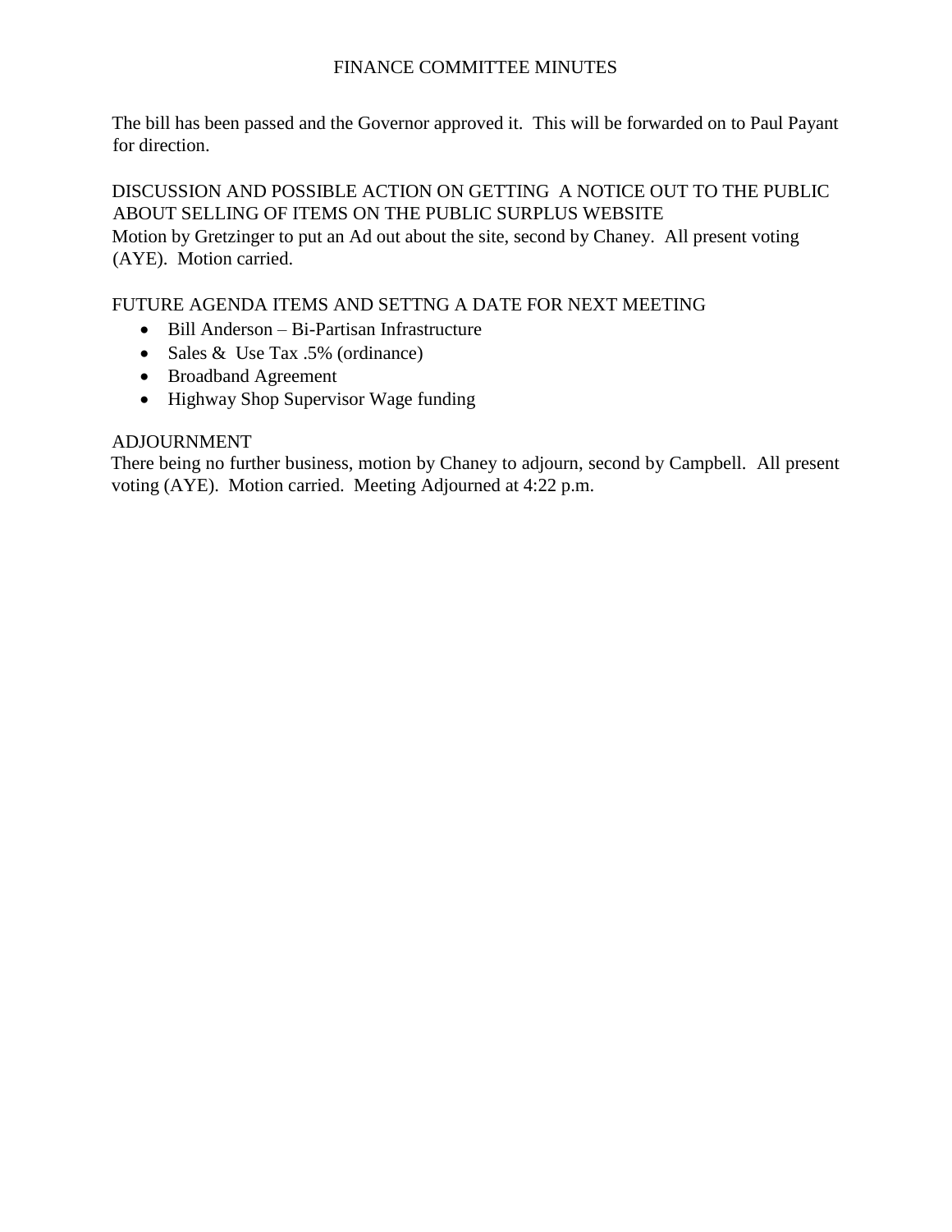The bill has been passed and the Governor approved it. This will be forwarded on to Paul Payant for direction.

DISCUSSION AND POSSIBLE ACTION ON GETTING A NOTICE OUT TO THE PUBLIC ABOUT SELLING OF ITEMS ON THE PUBLIC SURPLUS WEBSITE

Motion by Gretzinger to put an Ad out about the site, second by Chaney. All present voting (AYE). Motion carried.

FUTURE AGENDA ITEMS AND SETTNG A DATE FOR NEXT MEETING

- Bill Anderson – Bi-Partisan Infrastructure
- Sales & Use Tax .5% (ordinance)
- Broadband Agreement
- Highway Shop Supervisor Wage funding

ADJOURNMENT

There being no further business, motion by Chaney to adjourn, second by Campbell. All present voting (AYE). Motion carried. Meeting Adjourned at 4:22 p.m.